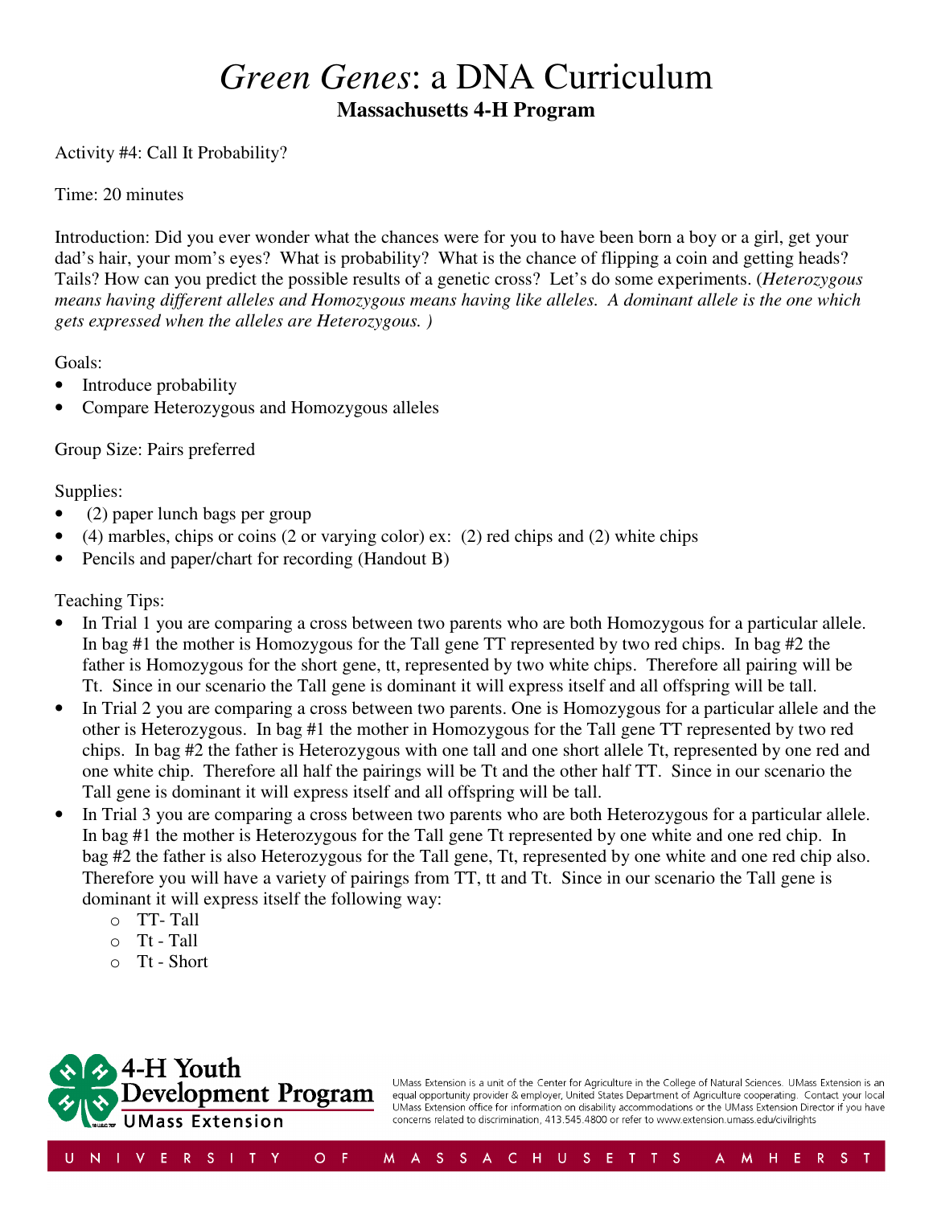# *Green Genes*: a DNA Curriculum

**Massachusetts 4-H Program**

Activity #4: Call It Probability?

Time: 20 minutes

Introduction: Did you ever wonder what the chances were for you to have been born a boy or a girl, get your dad's hair, your mom's eyes? What is probability? What is the chance of flipping a coin and getting heads? Tails? How can you predict the possible results of a genetic cross? Let's do some experiments. (*Heterozygous means having different alleles and Homozygous means having like alleles. A dominant allele is the one which gets expressed when the alleles are Heterozygous.* )

Goals:

- Introduce probability
- Compare Heterozygous and Homozygous alleles

Group Size: Pairs preferred

Supplies:

- (2) paper lunch bags per group
- (4) marbles, chips or coins (2 or varying color) ex: (2) red chips and (2) white chips
- Pencils and paper/chart for recording (Handout B)

Teaching Tips:

- In Trial 1 you are comparing a cross between two parents who are both Homozygous for a particular allele. In bag #1 the mother is Homozygous for the Tall gene TT represented by two red chips. In bag #2 the father is Homozygous for the short gene, tt, represented by two white chips. Therefore all pairing will be Tt. Since in our scenario the Tall gene is dominant it will express itself and all offspring will be tall.
- In Trial 2 you are comparing a cross between two parents. One is Homozygous for a particular allele and the other is Heterozygous. In bag #1 the mother in Homozygous for the Tall gene TT represented by two red chips. In bag #2 the father is Heterozygous with one tall and one short allele Tt, represented by one red and one white chip. Therefore all half the pairings will be Tt and the other half TT. Since in our scenario the Tall gene is dominant it will express itself and all offspring will be tall.
- In Trial 3 you are comparing a cross between two parents who are both Heterozygous for a particular allele. In bag #1 the mother is Heterozygous for the Tall gene Tt represented by one white and one red chip. In bag #2 the father is also Heterozygous for the Tall gene, Tt, represented by one white and one red chip also. Therefore you will have a variety of pairings from TT, tt and Tt. Since in our scenario the Tall gene is dominant it will express itself the following way:
    - TT- Tall
    - Tt - Tall
    - Tt - Short

UMass Extension is a unit of the Center for Agriculture in the College of Natural Sciences. UMass Extension is an equal opportunity provider & employer, United States Department of Agriculture cooperating. Contact your local UMass Extension office for information on disability accommodations or the UMass Extension Director if you have concerns related to discrimination, 413.545.4800 or refer to www.extension.umass.edu/civilrights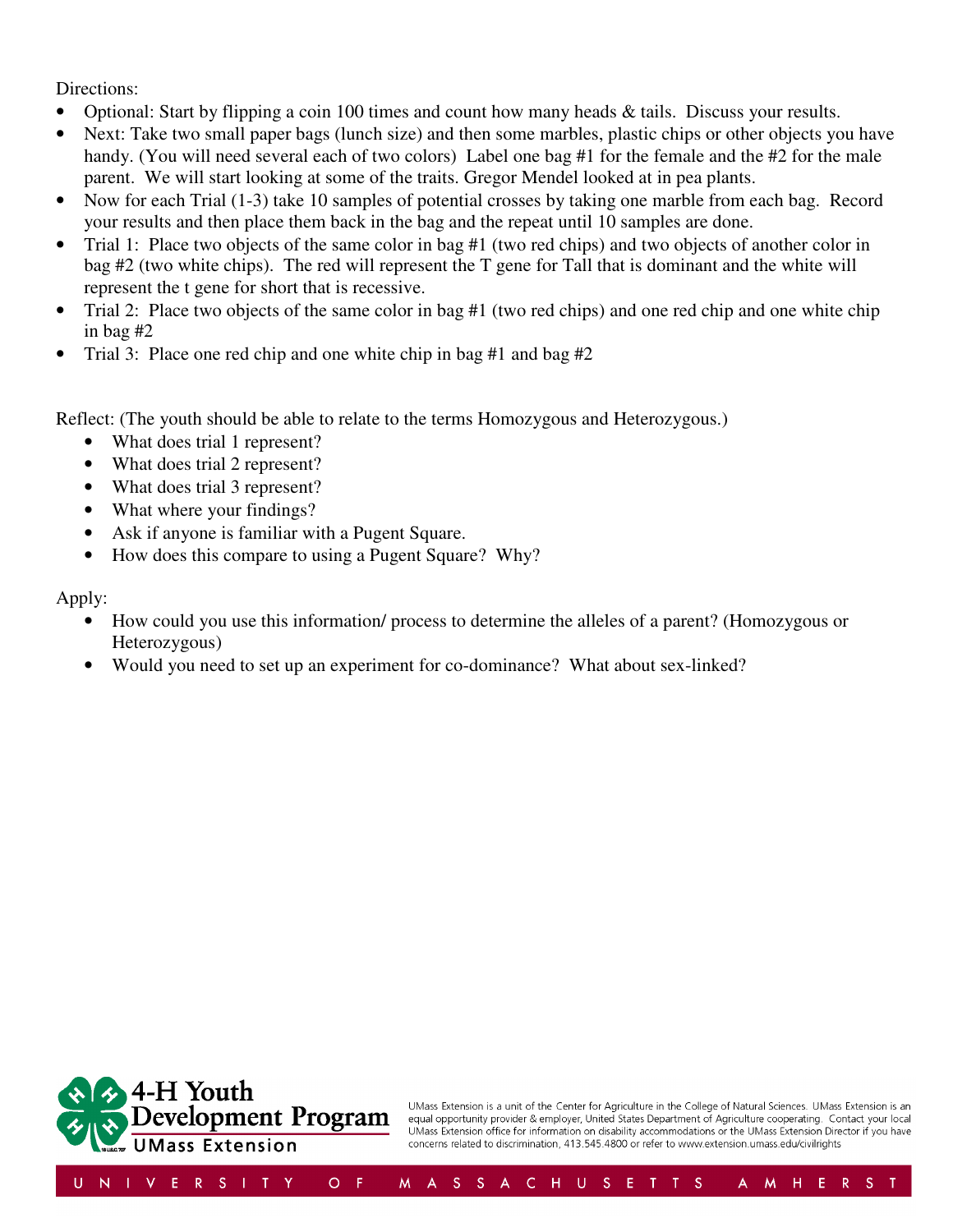Directions:

- Optional: Start by flipping a coin 100 times and count how many heads & tails. Discuss your results.
- Next: Take two small paper bags (lunch size) and then some marbles, plastic chips or other objects you have handy. (You will need several each of two colors) Label one bag #1 for the female and the #2 for the male parent. We will start looking at some of the traits. Gregor Mendel looked at in pea plants.
- Now for each Trial (1-3) take 10 samples of potential crosses by taking one marble from each bag. Record your results and then place them back in the bag and the repeat until 10 samples are done.
- Trial 1: Place two objects of the same color in bag #1 (two red chips) and two objects of another color in bag #2 (two white chips). The red will represent the T gene for Tall that is dominant and the white will represent the t gene for short that is recessive.
- Trial 2: Place two objects of the same color in bag #1 (two red chips) and one red chip and one white chip in bag #2
- Trial 3: Place one red chip and one white chip in bag #1 and bag #2

Reflect: (The youth should be able to relate to the terms Homozygous and Heterozygous.)

- What does trial 1 represent?
- What does trial 2 represent?
- What does trial 3 represent?
- What where your findings?
- Ask if anyone is familiar with a Pugent Square.
- How does this compare to using a Pugent Square? Why?

Apply:

- How could you use this information/ process to determine the alleles of a parent? (Homozygous or Heterozygous)
- Would you need to set up an experiment for co-dominance? What about sex-linked?

4-H Youth Development Program
UMass Extension

UMass Extension is a unit of the Center for Agriculture in the College of Natural Sciences. UMass Extension is an equal opportunity provider & employer, United States Department of Agriculture cooperating. Contact your local UMass Extension office for information on disability accommodations or the UMass Extension Director if you have concerns related to discrimination, 413.545.4800 or refer to www.extension.umass.edu/civilrights

UNIVERSITY OF MASSACHUSETTS AMHERST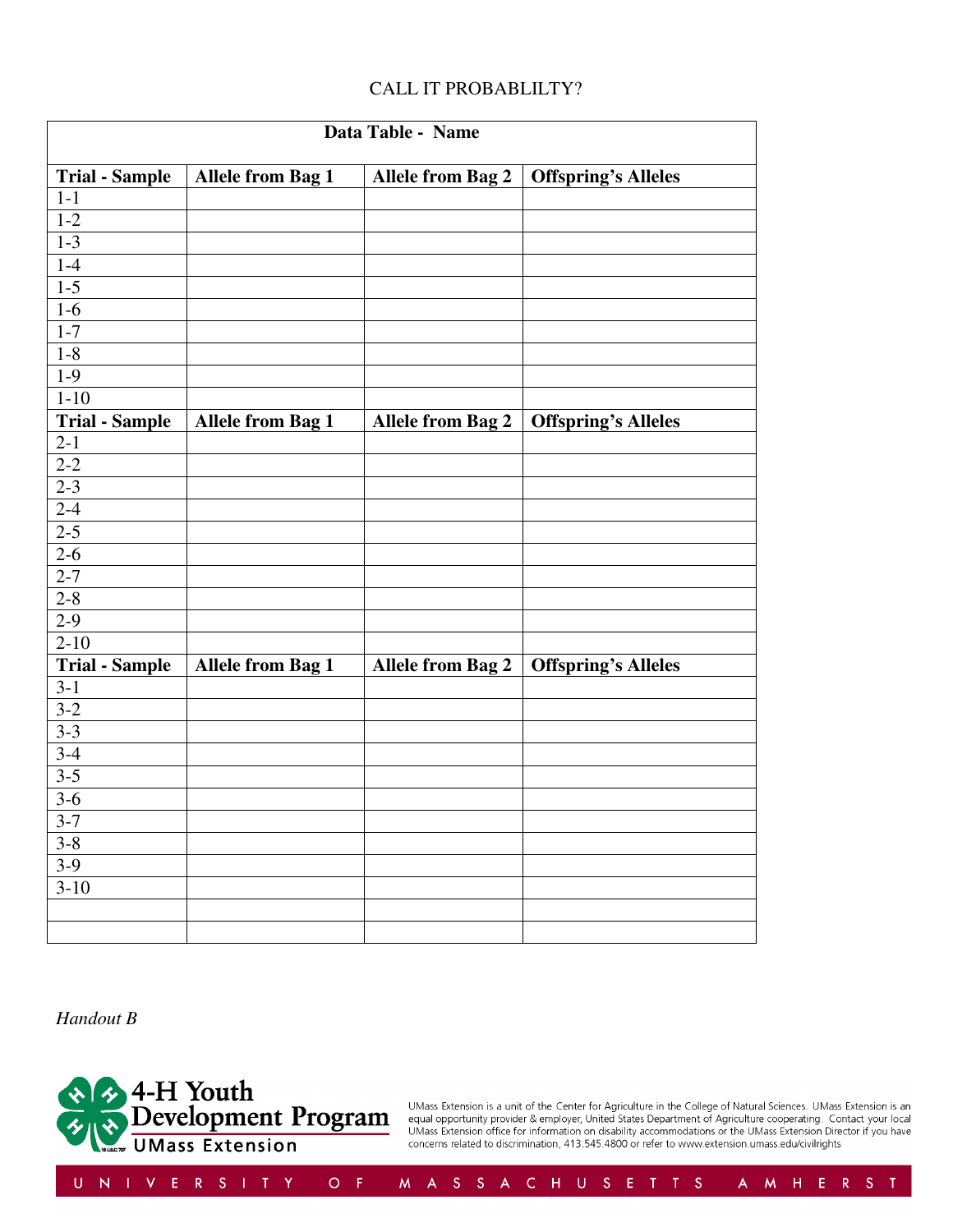CALL IT PROBABLILTY?

| Data Table - Name | | | |
|---|---|---|---|
| **Trial - Sample** | **Allele from Bag 1** | **Allele from Bag 2** | **Offspring's Alleles** |
| 1-1 | | | |
| 1-2 | | | |
| 1-3 | | | |
| 1-4 | | | |
| 1-5 | | | |
| 1-6 | | | |
| 1-7 | | | |
| 1-8 | | | |
| 1-9 | | | |
| 1-10 | | | |
| **Trial - Sample** | **Allele from Bag 1** | **Allele from Bag 2** | **Offspring's Alleles** |
| 2-1 | | | |
| 2-2 | | | |
| 2-3 | | | |
| 2-4 | | | |
| 2-5 | | | |
| 2-6 | | | |
| 2-7 | | | |
| 2-8 | | | |
| 2-9 | | | |
| 2-10 | | | |
| **Trial - Sample** | **Allele from Bag 1** | **Allele from Bag 2** | **Offspring's Alleles** |
| 3-1 | | | |
| 3-2 | | | |
| 3-3 | | | |
| 3-4 | | | |
| 3-5 | | | |
| 3-6 | | | |
| 3-7 | | | |
| 3-8 | | | |
| 3-9 | | | |
| 3-10 | | | |
| | | | |
| | | | |

*Handout B*

4-H Youth Development Program
UMass Extension

UMass Extension is a unit of the Center for Agriculture in the College of Natural Sciences. UMass Extension is an equal opportunity provider & employer, United States Department of Agriculture cooperating. Contact your local UMass Extension office for information on disability accommodations or the UMass Extension Director if you have concerns related to discrimination, 413.545.4800 or refer to www.extension.umass.edu/civilrights

UNIVERSITY OF MASSACHUSETTS AMHERST